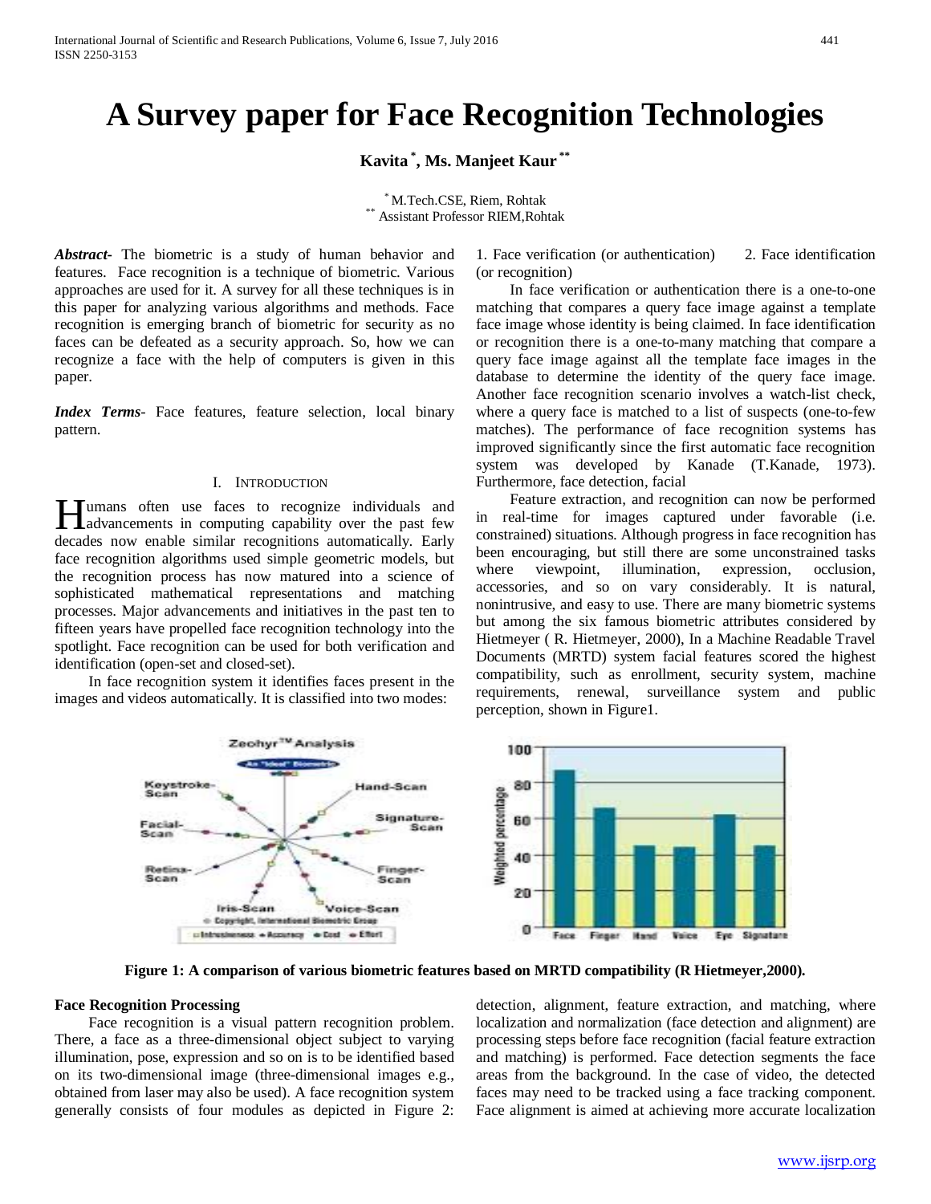# A Survey paper for Face Recognition Technologies

**Kavita [*], Ms. Manjeet Kaur [**]**

[*] M.Tech.CSE, Riem, Rohtak
[**] Assistant Professor RIEM,Rohtak

***Abstract***- The biometric is a study of human behavior and features. Face recognition is a technique of biometric. Various approaches are used for it. A survey for all these techniques is in this paper for analyzing various algorithms and methods. Face recognition is emerging branch of biometric for security as no faces can be defeated as a security approach. So, how we can recognize a face with the help of computers is given in this paper.

***Index Terms***- Face features, feature selection, local binary pattern.

## I. Introduction

Humans often use faces to recognize individuals and advancements in computing capability over the past few decades now enable similar recognitions automatically. Early face recognition algorithms used simple geometric models, but the recognition process has now matured into a science of sophisticated mathematical representations and matching processes. Major advancements and initiatives in the past ten to fifteen years have propelled face recognition technology into the spotlight. Face recognition can be used for both verification and identification (open-set and closed-set).

In face recognition system it identifies faces present in the images and videos automatically. It is classified into two modes:

1. Face verification (or authentication)
2. Face identification (or recognition)

In face verification or authentication there is a one-to-one matching that compares a query face image against a template face image whose identity is being claimed. In face identification or recognition there is a one-to-many matching that compare a query face image against all the template face images in the database to determine the identity of the query face image. Another face recognition scenario involves a watch-list check, where a query face is matched to a list of suspects (one-to-few matches). The performance of face recognition systems has improved significantly since the first automatic face recognition system was developed by Kanade (T.Kanade, 1973). Furthermore, face detection, facial

Feature extraction, and recognition can now be performed in real-time for images captured under favorable (i.e. constrained) situations. Although progress in face recognition has been encouraging, but still there are some unconstrained tasks where viewpoint, illumination, expression, occlusion, accessories, and so on vary considerably. It is natural, nonintrusive, and easy to use. There are many biometric systems but among the six famous biometric attributes considered by Hietmeyer ( R. Hietmeyer, 2000), In a Machine Readable Travel Documents (MRTD) system facial features scored the highest compatibility, such as enrollment, security system, machine requirements, renewal, surveillance system and public perception, shown in Figure1.

**Figure 1: A comparison of various biometric features based on MRTD compatibility (R Hietmeyer,2000).**

### Face Recognition Processing

Face recognition is a visual pattern recognition problem. There, a face as a three-dimensional object subject to varying illumination, pose, expression and so on is to be identified based on its two-dimensional image (three-dimensional images e.g., obtained from laser may also be used). A face recognition system generally consists of four modules as depicted in Figure 2: detection, alignment, feature extraction, and matching, where localization and normalization (face detection and alignment) are processing steps before face recognition (facial feature extraction and matching) is performed. Face detection segments the face areas from the background. In the case of video, the detected faces may need to be tracked using a face tracking component. Face alignment is aimed at achieving more accurate localization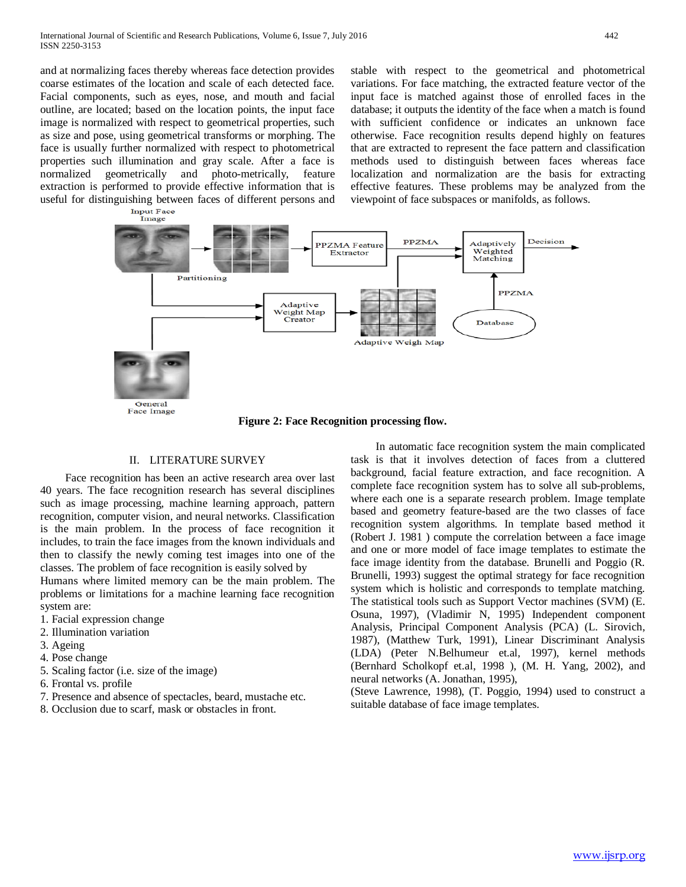and at normalizing faces thereby whereas face detection provides coarse estimates of the location and scale of each detected face. Facial components, such as eyes, nose, and mouth and facial outline, are located; based on the location points, the input face image is normalized with respect to geometrical properties, such as size and pose, using geometrical transforms or morphing. The face is usually further normalized with respect to photometrical properties such illumination and gray scale. After a face is normalized geometrically and photo-metrically, feature extraction is performed to provide effective information that is useful for distinguishing between faces of different persons and stable with respect to the geometrical and photometrical variations. For face matching, the extracted feature vector of the input face is matched against those of enrolled faces in the database; it outputs the identity of the face when a match is found with sufficient confidence or indicates an unknown face otherwise. Face recognition results depend highly on features that are extracted to represent the face pattern and classification methods used to distinguish between faces whereas face localization and normalization are the basis for extracting effective features. These problems may be analyzed from the viewpoint of face subspaces or manifolds, as follows.

**Figure 2: Face Recognition processing flow.**

## II. LITERATURE SURVEY

Face recognition has been an active research area over last 40 years. The face recognition research has several disciplines such as image processing, machine learning approach, pattern recognition, computer vision, and neural networks. Classification is the main problem. In the process of face recognition it includes, to train the face images from the known individuals and then to classify the newly coming test images into one of the classes. The problem of face recognition is easily solved by Humans where limited memory can be the main problem. The problems or limitations for a machine learning face recognition system are:

1. Facial expression change
2. Illumination variation
3. Ageing
4. Pose change
5. Scaling factor (i.e. size of the image)
6. Frontal vs. profile
7. Presence and absence of spectacles, beard, mustache etc.
8. Occlusion due to scarf, mask or obstacles in front.

In automatic face recognition system the main complicated task is that it involves detection of faces from a cluttered background, facial feature extraction, and face recognition. A complete face recognition system has to solve all sub-problems, where each one is a separate research problem. Image template based and geometry feature-based are the two classes of face recognition system algorithms. In template based method it (Robert J. 1981 ) compute the correlation between a face image and one or more model of face image templates to estimate the face image identity from the database. Brunelli and Poggio (R. Brunelli, 1993) suggest the optimal strategy for face recognition system which is holistic and corresponds to template matching. The statistical tools such as Support Vector machines (SVM) (E. Osuna, 1997), (Vladimir N, 1995) Independent component Analysis, Principal Component Analysis (PCA) (L. Sirovich, 1987), (Matthew Turk, 1991), Linear Discriminant Analysis (LDA) (Peter N.Belhumeur et.al, 1997), kernel methods (Bernhard Scholkopf et.al, 1998 ), (M. H. Yang, 2002), and neural networks (A. Jonathan, 1995), (Steve Lawrence, 1998), (T. Poggio, 1994) used to construct a suitable database of face image templates.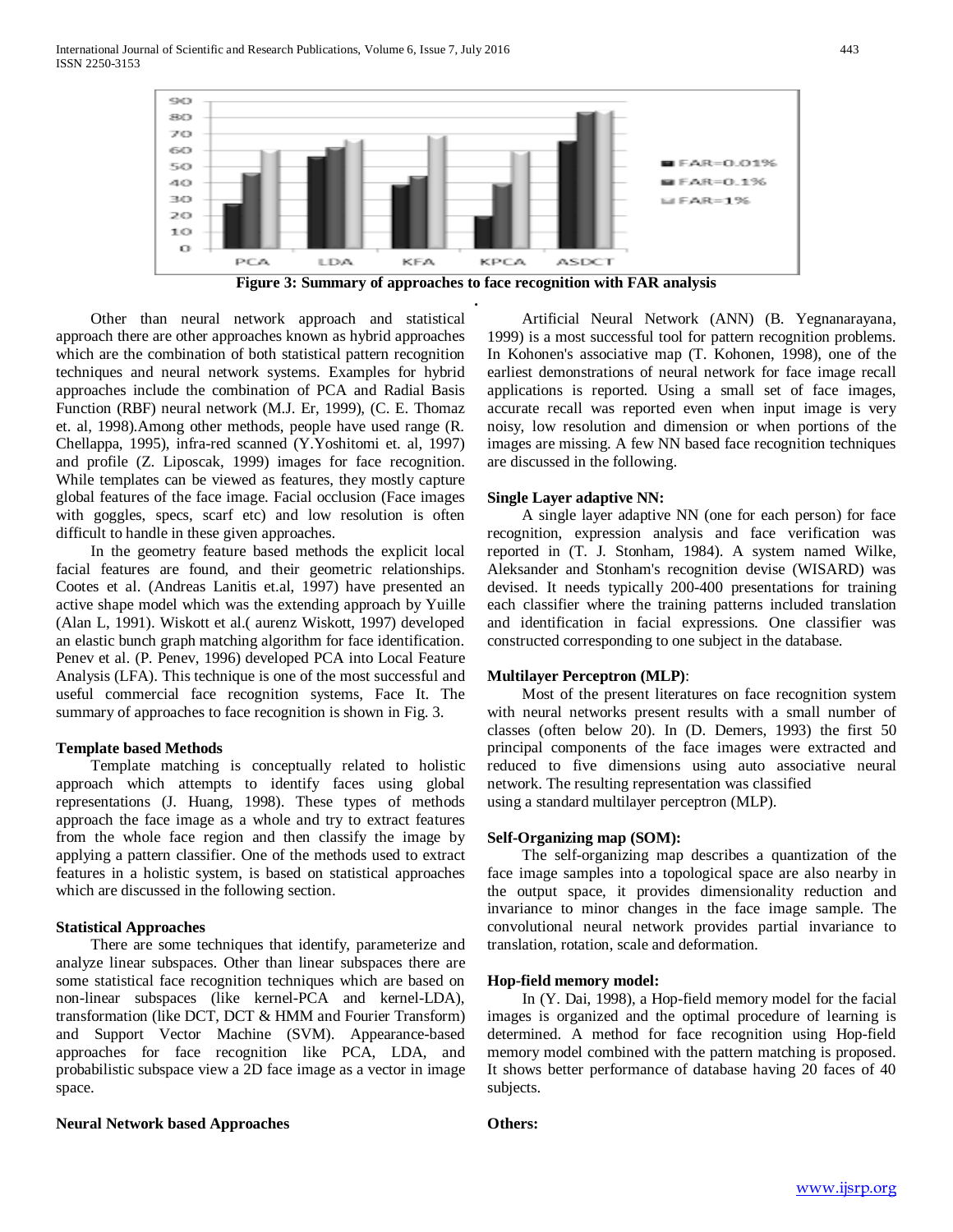Figure 3: Summary of approaches to face recognition with FAR analysis

Other than neural network approach and statistical approach there are other approaches known as hybrid approaches which are the combination of both statistical pattern recognition techniques and neural network systems. Examples for hybrid approaches include the combination of PCA and Radial Basis Function (RBF) neural network (M.J. Er, 1999), (C. E. Thomaz et. al, 1998).Among other methods, people have used range (R. Chellappa, 1995), infra-red scanned (Y.Yoshitomi et. al, 1997) and profile (Z. Liposcak, 1999) images for face recognition. While templates can be viewed as features, they mostly capture global features of the face image. Facial occlusion (Face images with goggles, specs, scarf etc) and low resolution is often difficult to handle in these given approaches.

In the geometry feature based methods the explicit local facial features are found, and their geometric relationships. Cootes et al. (Andreas Lanitis et.al, 1997) have presented an active shape model which was the extending approach by Yuille (Alan L, 1991). Wiskott et al.( aurenz Wiskott, 1997) developed an elastic bunch graph matching algorithm for face identification. Penev et al. (P. Penev, 1996) developed PCA into Local Feature Analysis (LFA). This technique is one of the most successful and useful commercial face recognition systems, Face It. The summary of approaches to face recognition is shown in Fig. 3.

**Template based Methods**

Template matching is conceptually related to holistic approach which attempts to identify faces using global representations (J. Huang, 1998). These types of methods approach the face image as a whole and try to extract features from the whole face region and then classify the image by applying a pattern classifier. One of the methods used to extract features in a holistic system, is based on statistical approaches which are discussed in the following section.

**Statistical Approaches**

There are some techniques that identify, parameterize and analyze linear subspaces. Other than linear subspaces there are some statistical face recognition techniques which are based on non-linear subspaces (like kernel-PCA and kernel-LDA), transformation (like DCT, DCT & HMM and Fourier Transform) and Support Vector Machine (SVM). Appearance-based approaches for face recognition like PCA, LDA, and probabilistic subspace view a 2D face image as a vector in image space.

**Neural Network based Approaches**

Artificial Neural Network (ANN) (B. Yegnanarayana, 1999) is a most successful tool for pattern recognition problems. In Kohonen's associative map (T. Kohonen, 1998), one of the earliest demonstrations of neural network for face image recall applications is reported. Using a small set of face images, accurate recall was reported even when input image is very noisy, low resolution and dimension or when portions of the images are missing. A few NN based face recognition techniques are discussed in the following.

**Single Layer adaptive NN:**

A single layer adaptive NN (one for each person) for face recognition, expression analysis and face verification was reported in (T. J. Stonham, 1984). A system named Wilke, Aleksander and Stonham's recognition devise (WISARD) was devised. It needs typically 200-400 presentations for training each classifier where the training patterns included translation and identification in facial expressions. One classifier was constructed corresponding to one subject in the database.

**Multilayer Perceptron (MLP)**:

Most of the present literatures on face recognition system with neural networks present results with a small number of classes (often below 20). In (D. Demers, 1993) the first 50 principal components of the face images were extracted and reduced to five dimensions using auto associative neural network. The resulting representation was classified using a standard multilayer perceptron (MLP).

**Self-Organizing map (SOM):**

The self-organizing map describes a quantization of the face image samples into a topological space are also nearby in the output space, it provides dimensionality reduction and invariance to minor changes in the face image sample. The convolutional neural network provides partial invariance to translation, rotation, scale and deformation.

**Hop-field memory model:**

In (Y. Dai, 1998), a Hop-field memory model for the facial images is organized and the optimal procedure of learning is determined. A method for face recognition using Hop-field memory model combined with the pattern matching is proposed. It shows better performance of database having 20 faces of 40 subjects.

**Others:**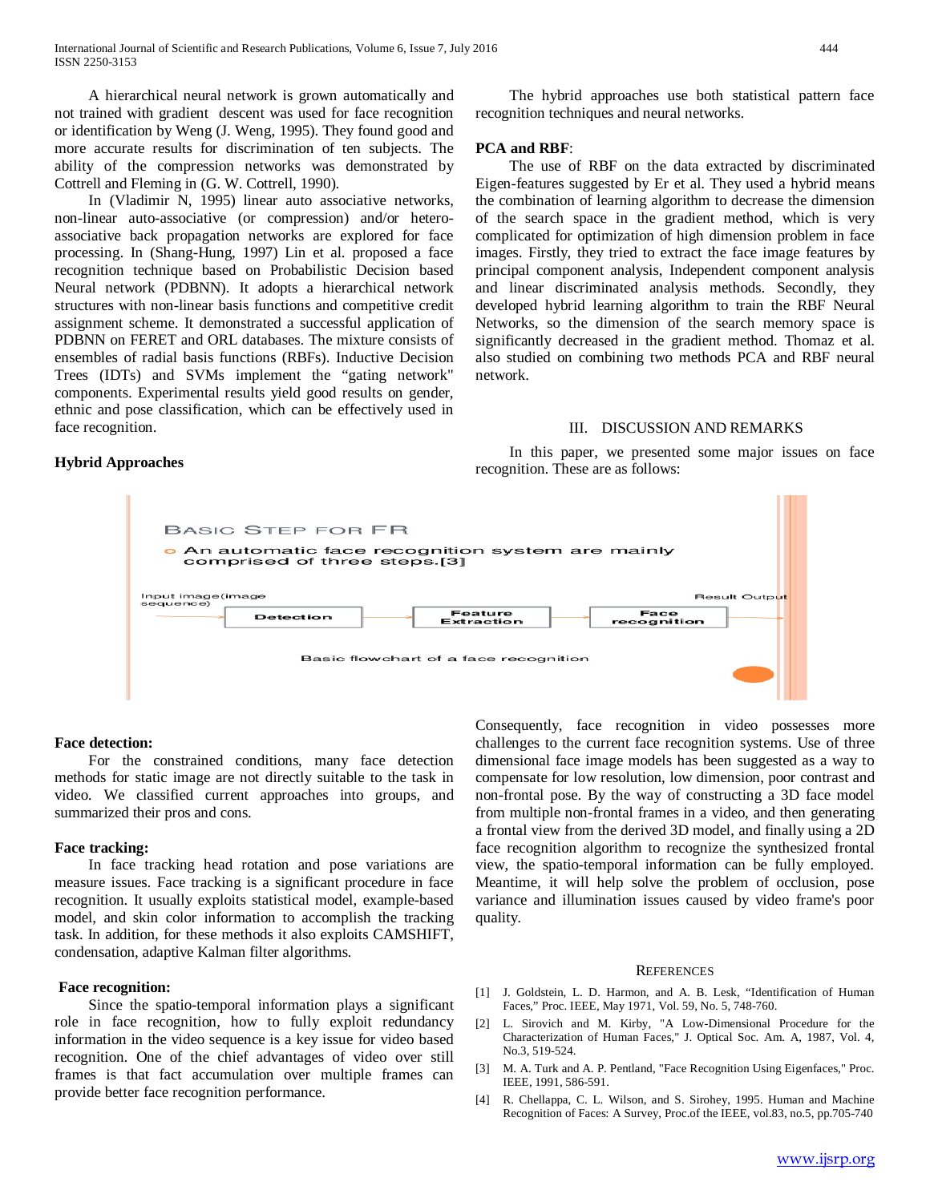A hierarchical neural network is grown automatically and not trained with gradient descent was used for face recognition or identification by Weng (J. Weng, 1995). They found good and more accurate results for discrimination of ten subjects. The ability of the compression networks was demonstrated by Cottrell and Fleming in (G. W. Cottrell, 1990).

In (Vladimir N, 1995) linear auto associative networks, non-linear auto-associative (or compression) and/or hetero-associative back propagation networks are explored for face processing. In (Shang-Hung, 1997) Lin et al. proposed a face recognition technique based on Probabilistic Decision based Neural network (PDBNN). It adopts a hierarchical network structures with non-linear basis functions and competitive credit assignment scheme. It demonstrated a successful application of PDBNN on FERET and ORL databases. The mixture consists of ensembles of radial basis functions (RBFs). Inductive Decision Trees (IDTs) and SVMs implement the "gating network" components. Experimental results yield good results on gender, ethnic and pose classification, which can be effectively used in face recognition.

**Hybrid Approaches**

The hybrid approaches use both statistical pattern face recognition techniques and neural networks.

**PCA and RBF**:

The use of RBF on the data extracted by discriminated Eigen-features suggested by Er et al. They used a hybrid means the combination of learning algorithm to decrease the dimension of the search space in the gradient method, which is very complicated for optimization of high dimension problem in face images. Firstly, they tried to extract the face image features by principal component analysis, Independent component analysis and linear discriminated analysis methods. Secondly, they developed hybrid learning algorithm to train the RBF Neural Networks, so the dimension of the search memory space is significantly decreased in the gradient method. Thomaz et al. also studied on combining two methods PCA and RBF neural network.

## III. DISCUSSION AND REMARKS

In this paper, we presented some major issues on face recognition. These are as follows:

BASIC STEP FOR FR

- An automatic face recognition system are mainly comprised of three steps.[3]

Input image(image sequence) → Detection → Feature Extraction → Face recognition → Result Output

Basic flowchart of a face recognition

**Face detection:**

For the constrained conditions, many face detection methods for static image are not directly suitable to the task in video. We classified current approaches into groups, and summarized their pros and cons.

**Face tracking:**

In face tracking head rotation and pose variations are measure issues. Face tracking is a significant procedure in face recognition. It usually exploits statistical model, example-based model, and skin color information to accomplish the tracking task. In addition, for these methods it also exploits CAMSHIFT, condensation, adaptive Kalman filter algorithms.

**Face recognition:**

Since the spatio-temporal information plays a significant role in face recognition, how to fully exploit redundancy information in the video sequence is a key issue for video based recognition. One of the chief advantages of video over still frames is that fact accumulation over multiple frames can provide better face recognition performance.

Consequently, face recognition in video possesses more challenges to the current face recognition systems. Use of three dimensional face image models has been suggested as a way to compensate for low resolution, low dimension, poor contrast and non-frontal pose. By the way of constructing a 3D face model from multiple non-frontal frames in a video, and then generating a frontal view from the derived 3D model, and finally using a 2D face recognition algorithm to recognize the synthesized frontal view, the spatio-temporal information can be fully employed. Meantime, it will help solve the problem of occlusion, pose variance and illumination issues caused by video frame's poor quality.

## REFERENCES

[1] J. Goldstein, L. D. Harmon, and A. B. Lesk, "Identification of Human Faces," Proc. IEEE, May 1971, Vol. 59, No. 5, 748-760.

[2] L. Sirovich and M. Kirby, "A Low-Dimensional Procedure for the Characterization of Human Faces," J. Optical Soc. Am. A, 1987, Vol. 4, No.3, 519-524.

[3] M. A. Turk and A. P. Pentland, "Face Recognition Using Eigenfaces," Proc. IEEE, 1991, 586-591.

[4] R. Chellappa, C. L. Wilson, and S. Sirohey, 1995. Human and Machine Recognition of Faces: A Survey, Proc.of the IEEE, vol.83, no.5, pp.705-740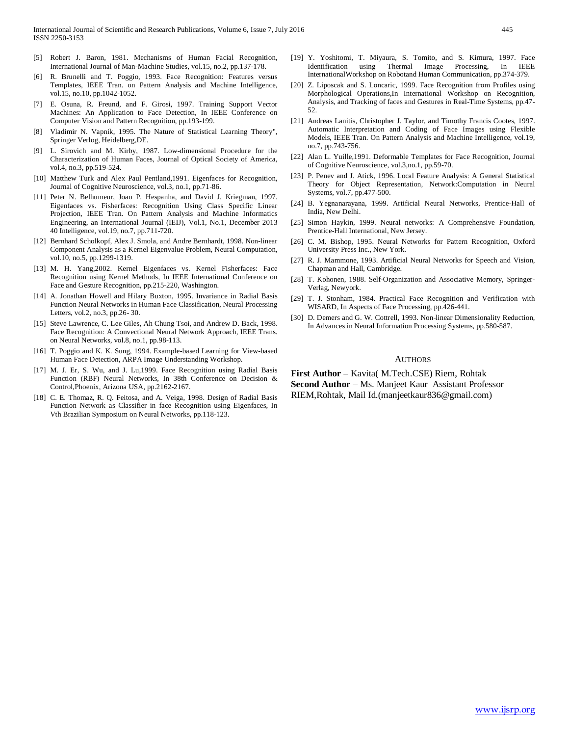[5] Robert J. Baron, 1981. Mechanisms of Human Facial Recognition, International Journal of Man-Machine Studies, vol.15, no.2, pp.137-178.

[6] R. Brunelli and T. Poggio, 1993. Face Recognition: Features versus Templates, IEEE Tran. on Pattern Analysis and Machine Intelligence, vol.15, no.10, pp.1042-1052.

[7] E. Osuna, R. Freund, and F. Girosi, 1997. Training Support Vector Machines: An Application to Face Detection, In IEEE Conference on Computer Vision and Pattern Recognition, pp.193-199.

[8] Vladimir N. Vapnik, 1995. The Nature of Statistical Learning Theory", Springer Verlog, Heidelberg,DE.

[9] L. Sirovich and M. Kirby, 1987. Low-dimensional Procedure for the Characterization of Human Faces, Journal of Optical Society of America, vol.4, no.3, pp.519-524.

[10] Matthew Turk and Alex Paul Pentland,1991. Eigenfaces for Recognition, Journal of Cognitive Neuroscience, vol.3, no.1, pp.71-86.

[11] Peter N. Belhumeur, Joao P. Hespanha, and David J. Kriegman, 1997. Eigenfaces vs. Fisherfaces: Recognition Using Class Specific Linear Projection, IEEE Tran. On Pattern Analysis and Machine Informatics Engineering, an International Journal (IEIJ), Vol.1, No.1, December 2013 40 Intelligence, vol.19, no.7, pp.711-720.

[12] Bernhard Scholkopf, Alex J. Smola, and Andre Bernhardt, 1998. Non-linear Component Analysis as a Kernel Eigenvalue Problem, Neural Computation, vol.10, no.5, pp.1299-1319.

[13] M. H. Yang,2002. Kernel Eigenfaces vs. Kernel Fisherfaces: Face Recognition using Kernel Methods, In IEEE International Conference on Face and Gesture Recognition, pp.215-220, Washington.

[14] A. Jonathan Howell and Hilary Buxton, 1995. Invariance in Radial Basis Function Neural Networks in Human Face Classification, Neural Processing Letters, vol.2, no.3, pp.26- 30.

[15] Steve Lawrence, C. Lee Giles, Ah Chung Tsoi, and Andrew D. Back, 1998. Face Recognition: A Convectional Neural Network Approach, IEEE Trans. on Neural Networks, vol.8, no.1, pp.98-113.

[16] T. Poggio and K. K. Sung, 1994. Example-based Learning for View-based Human Face Detection, ARPA Image Understanding Workshop.

[17] M. J. Er, S. Wu, and J. Lu,1999. Face Recognition using Radial Basis Function (RBF) Neural Networks, In 38th Conference on Decision & Control,Phoenix, Arizona USA, pp.2162-2167.

[18] C. E. Thomaz, R. Q. Feitosa, and A. Veiga, 1998. Design of Radial Basis Function Network as Classifier in face Recognition using Eigenfaces, In Vth Brazilian Symposium on Neural Networks, pp.118-123.

[19] Y. Yoshitomi, T. Miyaura, S. Tomito, and S. Kimura, 1997. Face Identification using Thermal Image Processing, In IEEE InternationalWorkshop on Robotand Human Communication, pp.374-379.

[20] Z. Liposcak and S. Loncaric, 1999. Face Recognition from Profiles using Morphological Operations,In International Workshop on Recognition, Analysis, and Tracking of faces and Gestures in Real-Time Systems, pp.47-52.

[21] Andreas Lanitis, Christopher J. Taylor, and Timothy Francis Cootes, 1997. Automatic Interpretation and Coding of Face Images using Flexible Models, IEEE Tran. On Pattern Analysis and Machine Intelligence, vol.19, no.7, pp.743-756.

[22] Alan L. Yuille,1991. Deformable Templates for Face Recognition, Journal of Cognitive Neuroscience, vol.3,no.1, pp.59-70.

[23] P. Penev and J. Atick, 1996. Local Feature Analysis: A General Statistical Theory for Object Representation, Network:Computation in Neural Systems, vol.7, pp.477-500.

[24] B. Yegnanarayana, 1999. Artificial Neural Networks, Prentice-Hall of India, New Delhi.

[25] Simon Haykin, 1999. Neural networks: A Comprehensive Foundation, Prentice-Hall International, New Jersey.

[26] C. M. Bishop, 1995. Neural Networks for Pattern Recognition, Oxford University Press Inc., New York.

[27] R. J. Mammone, 1993. Artificial Neural Networks for Speech and Vision, Chapman and Hall, Cambridge.

[28] T. Kohonen, 1988. Self-Organization and Associative Memory, Springer-Verlag, Newyork.

[29] T. J. Stonham, 1984. Practical Face Recognition and Verification with WISARD, In Aspects of Face Processing, pp.426-441.

[30] D. Demers and G. W. Cottrell, 1993. Non-linear Dimensionality Reduction, In Advances in Neural Information Processing Systems, pp.580-587.

## AUTHORS

**First Author** – Kavita( M.Tech.CSE) Riem, Rohtak

**Second Author** – Ms. Manjeet Kaur Assistant Professor RIEM,Rohtak, Mail Id.(manjeetkaur836@gmail.com)